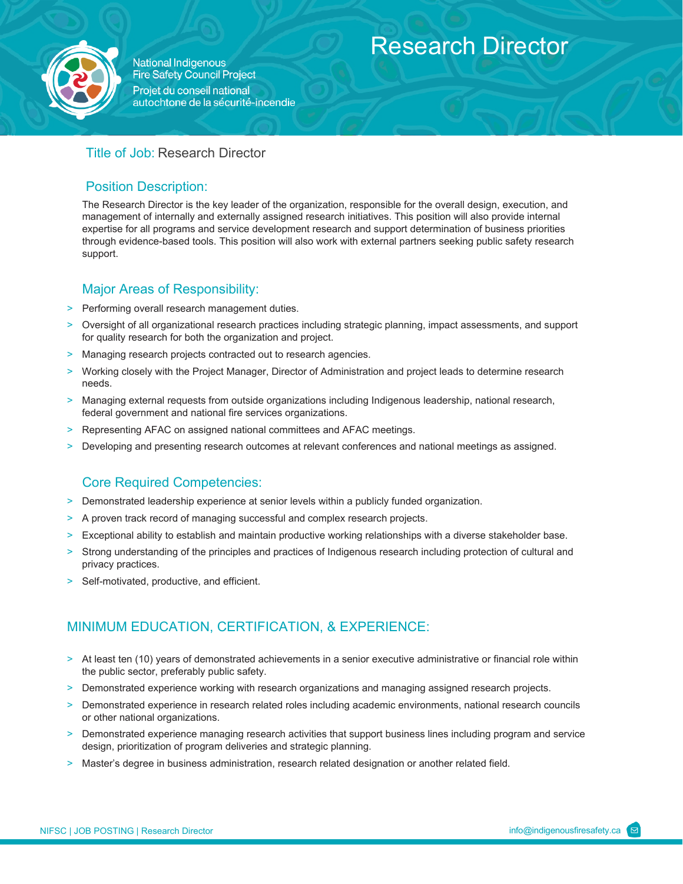National Indigenous Fire Safety Council Project
Projet du conseil national autochtone de la sécurité-incendie

# Research Director

**Title of Job:** Research Director

## Position Description:

The Research Director is the key leader of the organization, responsible for the overall design, execution, and management of internally and externally assigned research initiatives. This position will also provide internal expertise for all programs and service development research and support determination of business priorities through evidence-based tools. This position will also work with external partners seeking public safety research support.

## Major Areas of Responsibility:

- Performing overall research management duties.
- Oversight of all organizational research practices including strategic planning, impact assessments, and support for quality research for both the organization and project.
- Managing research projects contracted out to research agencies.
- Working closely with the Project Manager, Director of Administration and project leads to determine research needs.
- Managing external requests from outside organizations including Indigenous leadership, national research, federal government and national fire services organizations.
- Representing AFAC on assigned national committees and AFAC meetings.
- Developing and presenting research outcomes at relevant conferences and national meetings as assigned.

## Core Required Competencies:

- Demonstrated leadership experience at senior levels within a publicly funded organization.
- A proven track record of managing successful and complex research projects.
- Exceptional ability to establish and maintain productive working relationships with a diverse stakeholder base.
- Strong understanding of the principles and practices of Indigenous research including protection of cultural and privacy practices.
- Self-motivated, productive, and efficient.

## MINIMUM EDUCATION, CERTIFICATION, & EXPERIENCE:

- At least ten (10) years of demonstrated achievements in a senior executive administrative or financial role within the public sector, preferably public safety.
- Demonstrated experience working with research organizations and managing assigned research projects.
- Demonstrated experience in research related roles including academic environments, national research councils or other national organizations.
- Demonstrated experience managing research activities that support business lines including program and service design, prioritization of program deliveries and strategic planning.
- Master's degree in business administration, research related designation or another related field.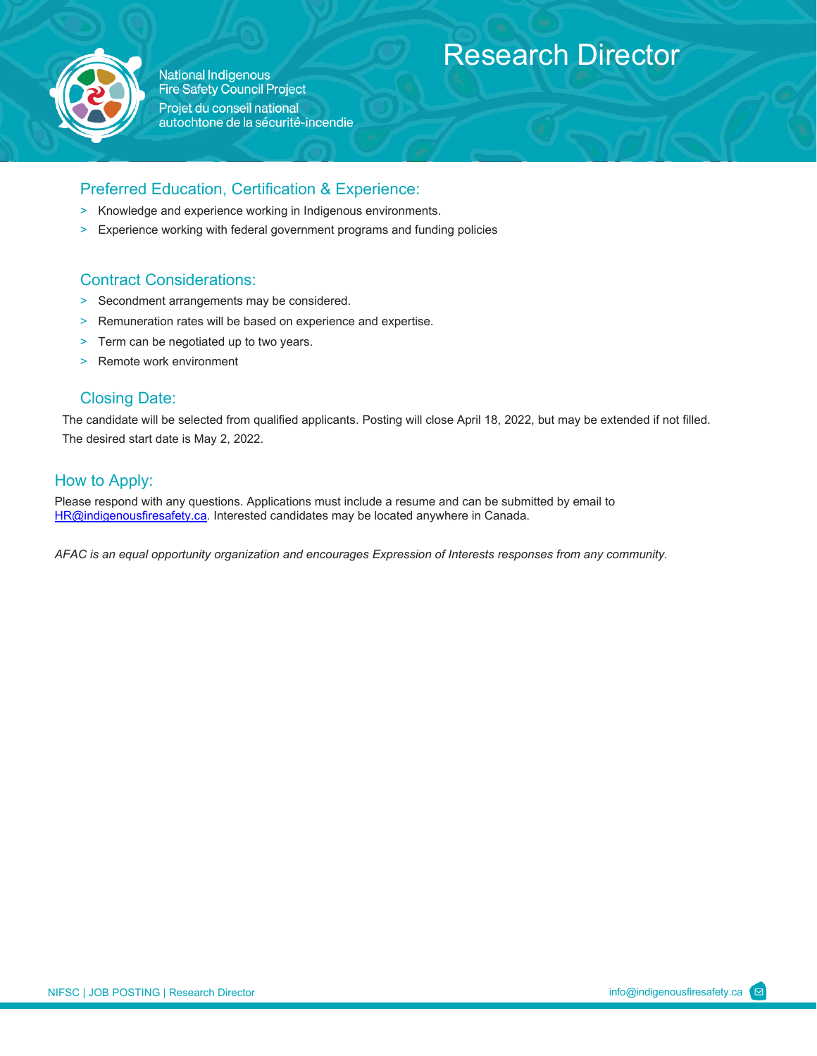# Research Director

National Indigenous Fire Safety Council Project
Projet du conseil national autochtone de la sécurité-incendie

## Preferred Education, Certification & Experience:

- Knowledge and experience working in Indigenous environments.
- Experience working with federal government programs and funding policies

## Contract Considerations:

- Secondment arrangements may be considered.
- Remuneration rates will be based on experience and expertise.
- Term can be negotiated up to two years.
- Remote work environment

## Closing Date:

The candidate will be selected from qualified applicants. Posting will close April 18, 2022, but may be extended if not filled. The desired start date is May 2, 2022.

## How to Apply:

Please respond with any questions. Applications must include a resume and can be submitted by email to HR@indigenousfiresafety.ca. Interested candidates may be located anywhere in Canada.

*AFAC is an equal opportunity organization and encourages Expression of Interests responses from any community.*